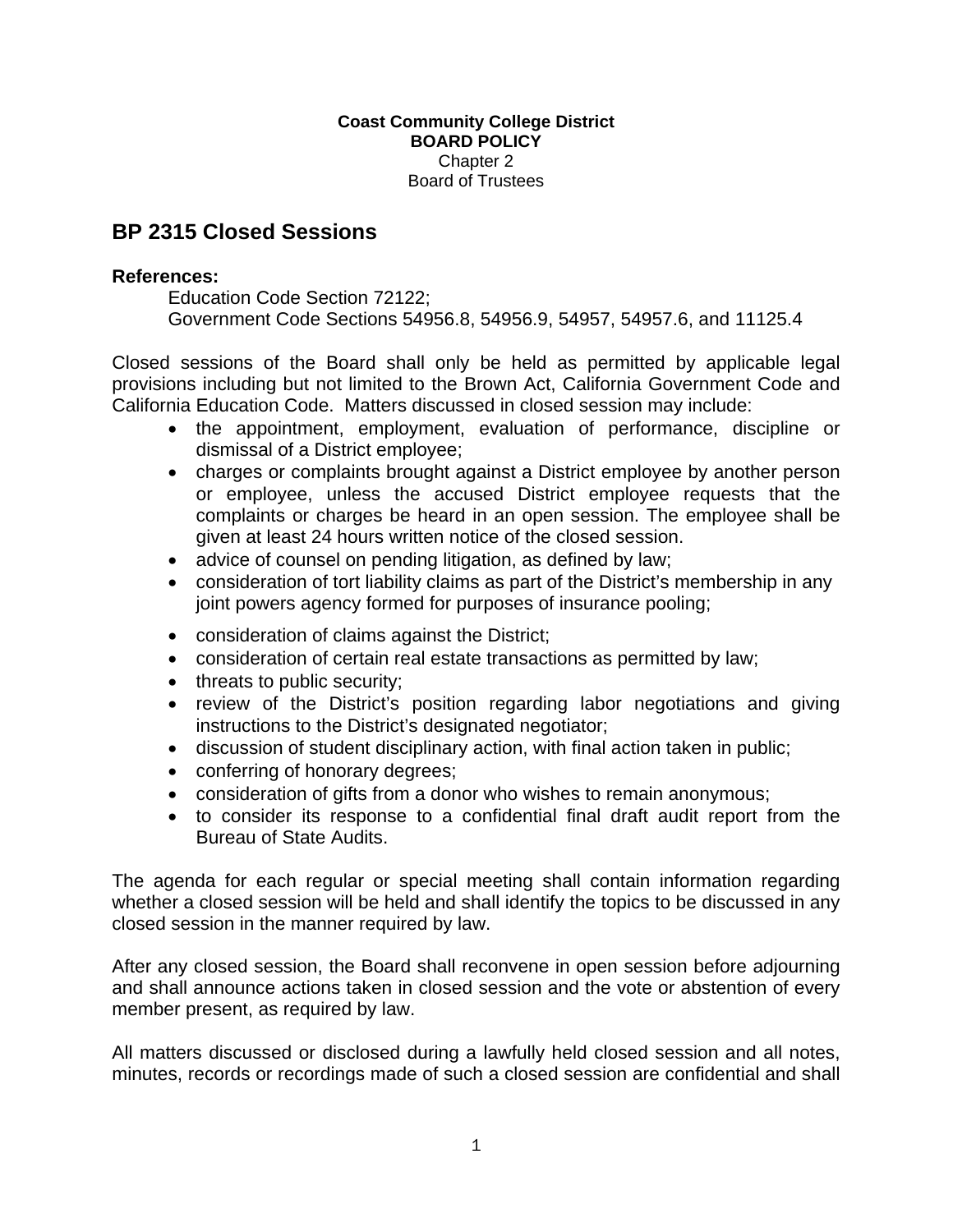**Coast Community College District**
**BOARD POLICY**
Chapter 2
Board of Trustees

# BP 2315 Closed Sessions

**References:**

Education Code Section 72122;
Government Code Sections 54956.8, 54956.9, 54957, 54957.6, and 11125.4

Closed sessions of the Board shall only be held as permitted by applicable legal provisions including but not limited to the Brown Act, California Government Code and California Education Code. Matters discussed in closed session may include:

- the appointment, employment, evaluation of performance, discipline or dismissal of a District employee;
- charges or complaints brought against a District employee by another person or employee, unless the accused District employee requests that the complaints or charges be heard in an open session. The employee shall be given at least 24 hours written notice of the closed session.
- advice of counsel on pending litigation, as defined by law;
- consideration of tort liability claims as part of the District's membership in any joint powers agency formed for purposes of insurance pooling;
- consideration of claims against the District;
- consideration of certain real estate transactions as permitted by law;
- threats to public security;
- review of the District's position regarding labor negotiations and giving instructions to the District's designated negotiator;
- discussion of student disciplinary action, with final action taken in public;
- conferring of honorary degrees;
- consideration of gifts from a donor who wishes to remain anonymous;
- to consider its response to a confidential final draft audit report from the Bureau of State Audits.

The agenda for each regular or special meeting shall contain information regarding whether a closed session will be held and shall identify the topics to be discussed in any closed session in the manner required by law.

After any closed session, the Board shall reconvene in open session before adjourning and shall announce actions taken in closed session and the vote or abstention of every member present, as required by law.

All matters discussed or disclosed during a lawfully held closed session and all notes, minutes, records or recordings made of such a closed session are confidential and shall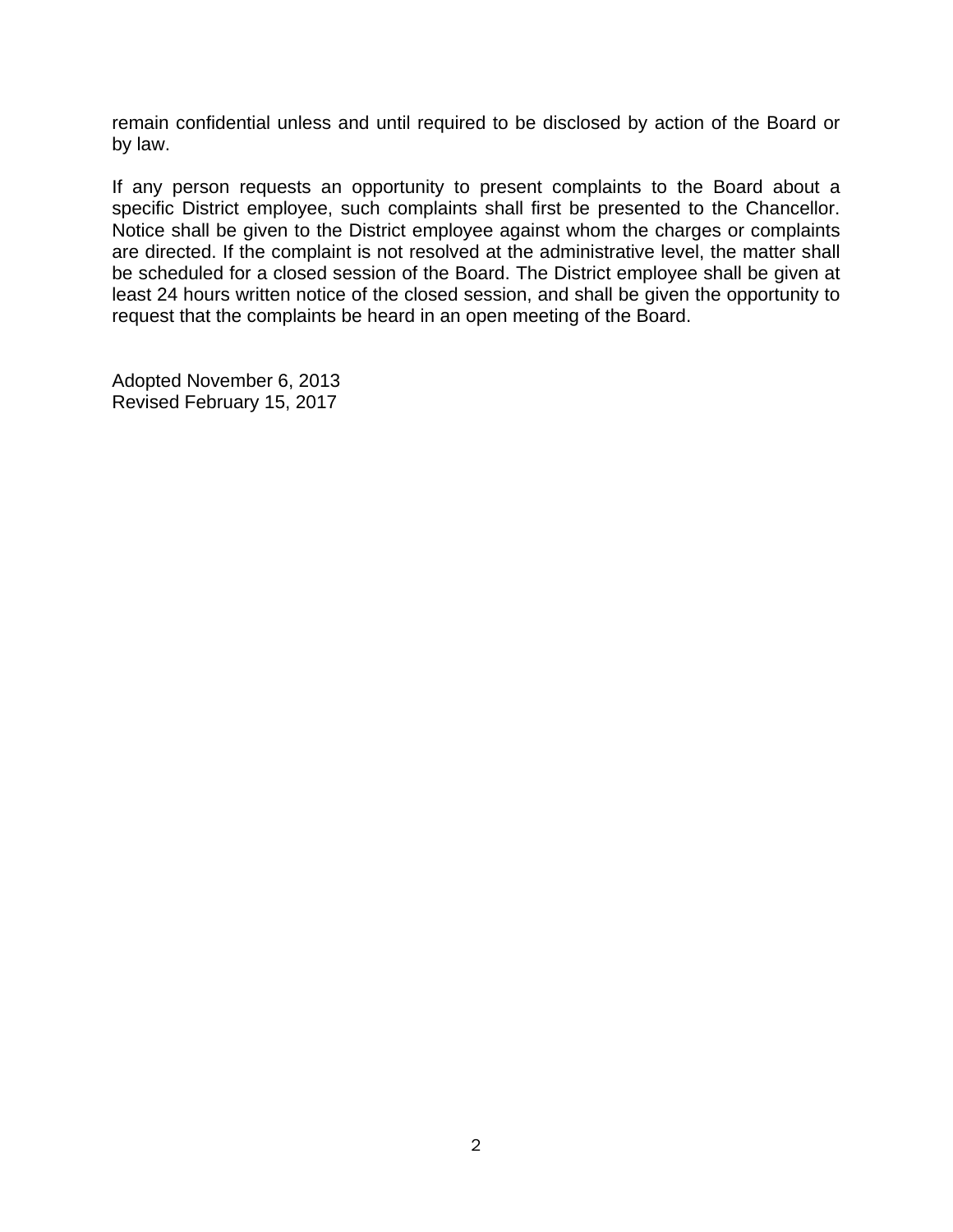remain confidential unless and until required to be disclosed by action of the Board or by law.

If any person requests an opportunity to present complaints to the Board about a specific District employee, such complaints shall first be presented to the Chancellor. Notice shall be given to the District employee against whom the charges or complaints are directed. If the complaint is not resolved at the administrative level, the matter shall be scheduled for a closed session of the Board. The District employee shall be given at least 24 hours written notice of the closed session, and shall be given the opportunity to request that the complaints be heard in an open meeting of the Board.

Adopted November 6, 2013
Revised February 15, 2017